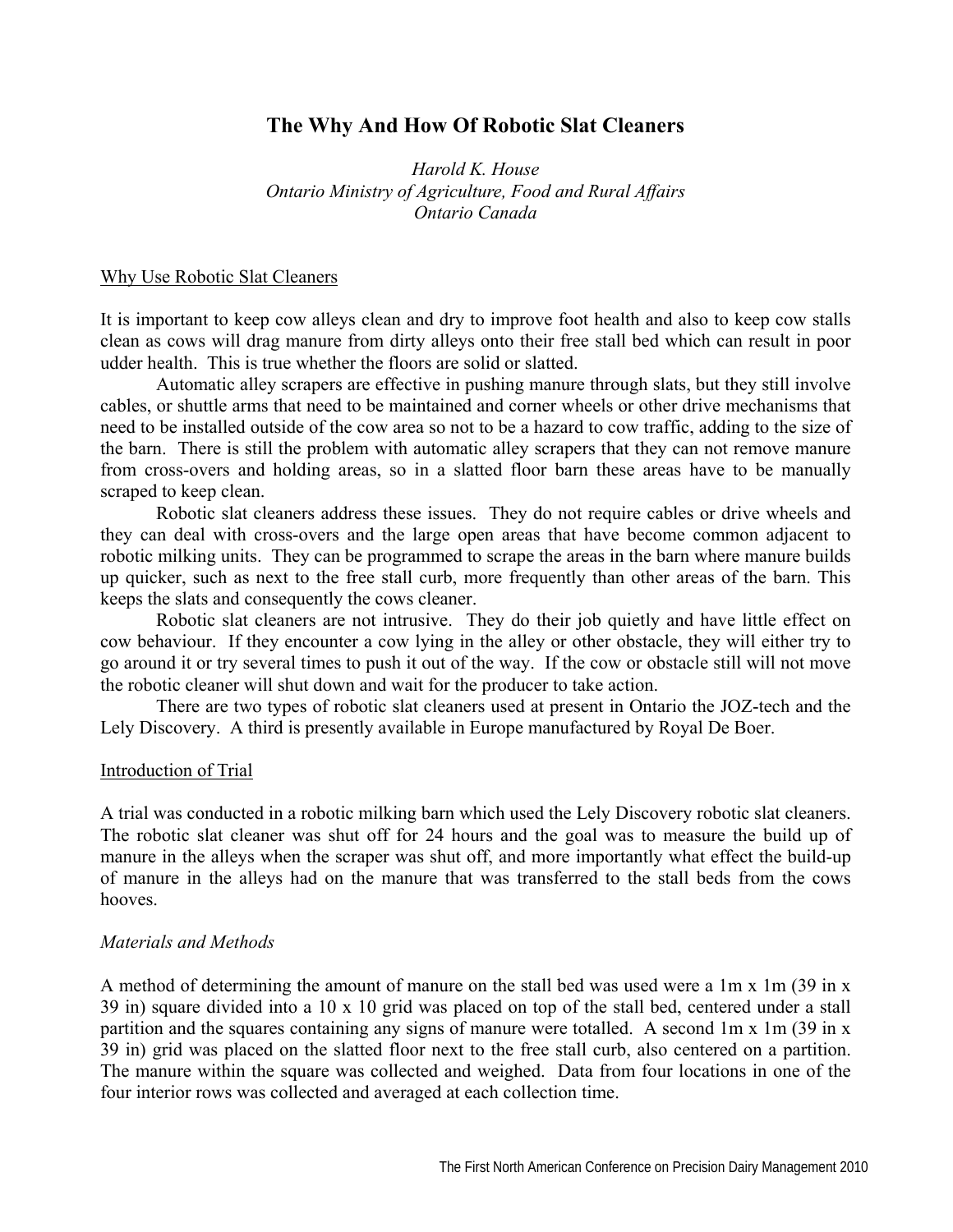# The Why And How Of Robotic Slat Cleaners

*Harold K. House*
*Ontario Ministry of Agriculture, Food and Rural Affairs*
*Ontario Canada*

## Why Use Robotic Slat Cleaners

It is important to keep cow alleys clean and dry to improve foot health and also to keep cow stalls clean as cows will drag manure from dirty alleys onto their free stall bed which can result in poor udder health. This is true whether the floors are solid or slatted.

Automatic alley scrapers are effective in pushing manure through slats, but they still involve cables, or shuttle arms that need to be maintained and corner wheels or other drive mechanisms that need to be installed outside of the cow area so not to be a hazard to cow traffic, adding to the size of the barn. There is still the problem with automatic alley scrapers that they can not remove manure from cross-overs and holding areas, so in a slatted floor barn these areas have to be manually scraped to keep clean.

Robotic slat cleaners address these issues. They do not require cables or drive wheels and they can deal with cross-overs and the large open areas that have become common adjacent to robotic milking units. They can be programmed to scrape the areas in the barn where manure builds up quicker, such as next to the free stall curb, more frequently than other areas of the barn. This keeps the slats and consequently the cows cleaner.

Robotic slat cleaners are not intrusive. They do their job quietly and have little effect on cow behaviour. If they encounter a cow lying in the alley or other obstacle, they will either try to go around it or try several times to push it out of the way. If the cow or obstacle still will not move the robotic cleaner will shut down and wait for the producer to take action.

There are two types of robotic slat cleaners used at present in Ontario the JOZ-tech and the Lely Discovery. A third is presently available in Europe manufactured by Royal De Boer.

## Introduction of Trial

A trial was conducted in a robotic milking barn which used the Lely Discovery robotic slat cleaners. The robotic slat cleaner was shut off for 24 hours and the goal was to measure the build up of manure in the alleys when the scraper was shut off, and more importantly what effect the build-up of manure in the alleys had on the manure that was transferred to the stall beds from the cows hooves.

### *Materials and Methods*

A method of determining the amount of manure on the stall bed was used were a 1m x 1m (39 in x 39 in) square divided into a 10 x 10 grid was placed on top of the stall bed, centered under a stall partition and the squares containing any signs of manure were totalled. A second 1m x 1m (39 in x 39 in) grid was placed on the slatted floor next to the free stall curb, also centered on a partition. The manure within the square was collected and weighed. Data from four locations in one of the four interior rows was collected and averaged at each collection time.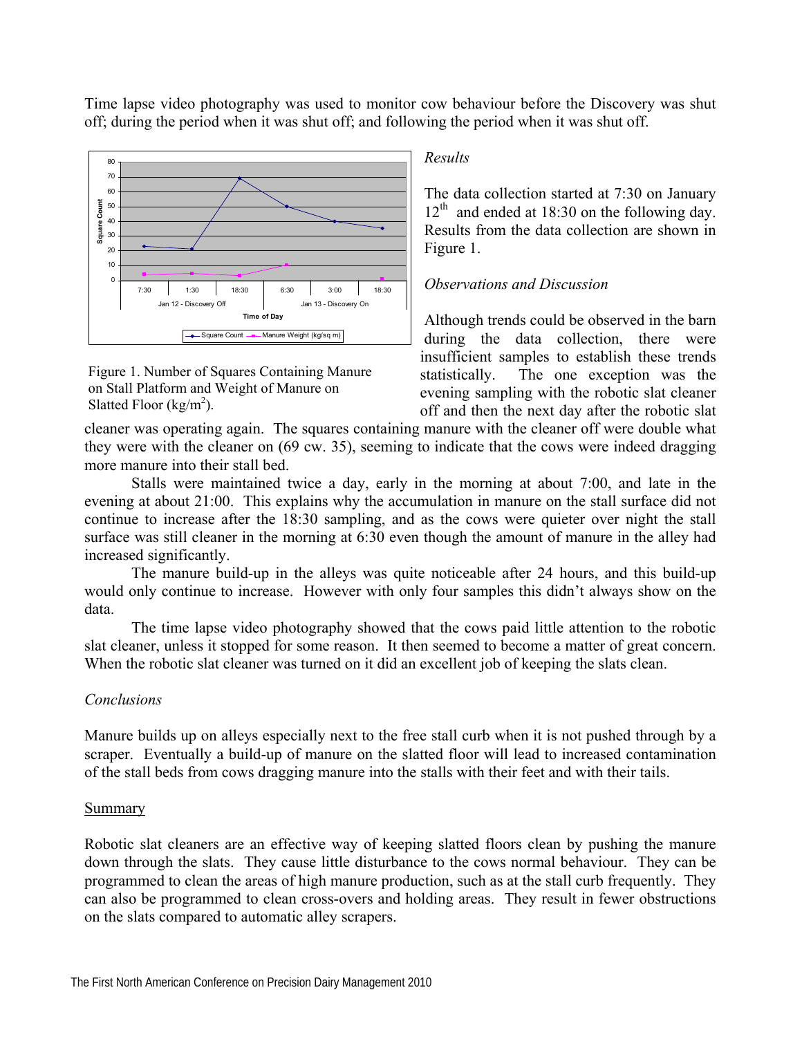Time lapse video photography was used to monitor cow behaviour before the Discovery was shut off; during the period when it was shut off; and following the period when it was shut off.

80
70
60
50
40
30
20
10
0

Square Count

7:30
1:30
18:30
6:30
3:00
18:30

Jan 12 - Discovery Off
Jan 13 - Discovery On

Time of Day

Square Count
Manure Weight (kg/sq m)

Figure 1. Number of Squares Containing Manure on Stall Platform and Weight of Manure on Slatted Floor (kg/m$^2$).

*Results*

The data collection started at 7:30 on January 12$^{th}$ and ended at 18:30 on the following day. Results from the data collection are shown in Figure 1.

*Observations and Discussion*

Although trends could be observed in the barn during the data collection, there were insufficient samples to establish these trends statistically. The one exception was the evening sampling with the robotic slat cleaner off and then the next day after the robotic slat cleaner was operating again. The squares containing manure with the cleaner off were double what they were with the cleaner on (69 cw. 35), seeming to indicate that the cows were indeed dragging more manure into their stall bed.

Stalls were maintained twice a day, early in the morning at about 7:00, and late in the evening at about 21:00. This explains why the accumulation in manure on the stall surface did not continue to increase after the 18:30 sampling, and as the cows were quieter over night the stall surface was still cleaner in the morning at 6:30 even though the amount of manure in the alley had increased significantly.

The manure build-up in the alleys was quite noticeable after 24 hours, and this build-up would only continue to increase. However with only four samples this didn't always show on the data.

The time lapse video photography showed that the cows paid little attention to the robotic slat cleaner, unless it stopped for some reason. It then seemed to become a matter of great concern. When the robotic slat cleaner was turned on it did an excellent job of keeping the slats clean.

*Conclusions*

Manure builds up on alleys especially next to the free stall curb when it is not pushed through by a scraper. Eventually a build-up of manure on the slatted floor will lead to increased contamination of the stall beds from cows dragging manure into the stalls with their feet and with their tails.

<u>Summary</u>

Robotic slat cleaners are an effective way of keeping slatted floors clean by pushing the manure down through the slats. They cause little disturbance to the cows normal behaviour. They can be programmed to clean the areas of high manure production, such as at the stall curb frequently. They can also be programmed to clean cross-overs and holding areas. They result in fewer obstructions on the slats compared to automatic alley scrapers.